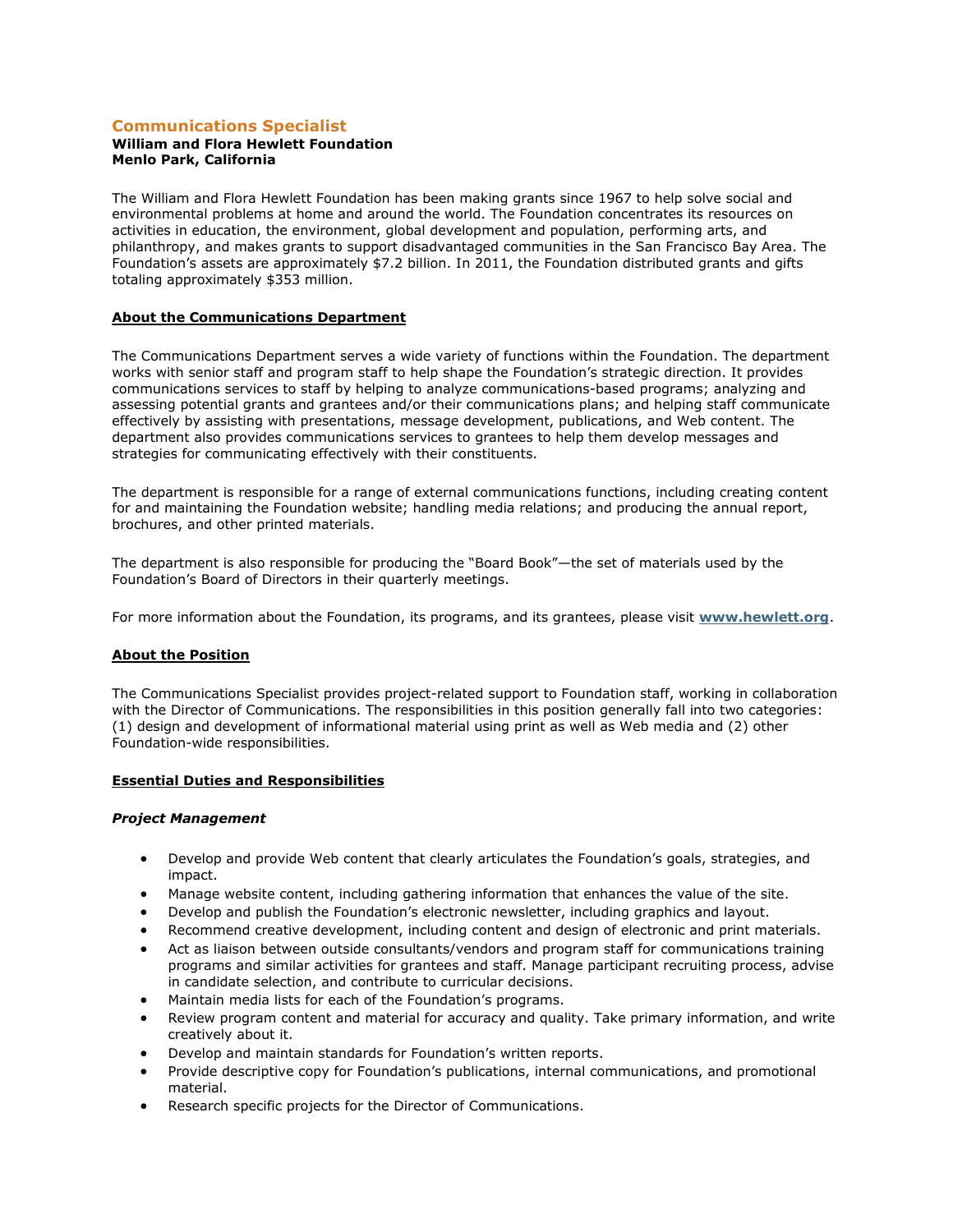# Communications Specialist

**William and Flora Hewlett Foundation**
**Menlo Park, California**

The William and Flora Hewlett Foundation has been making grants since 1967 to help solve social and environmental problems at home and around the world. The Foundation concentrates its resources on activities in education, the environment, global development and population, performing arts, and philanthropy, and makes grants to support disadvantaged communities in the San Francisco Bay Area. The Foundation's assets are approximately $7.2 billion. In 2011, the Foundation distributed grants and gifts totaling approximately $353 million.

## About the Communications Department

The Communications Department serves a wide variety of functions within the Foundation. The department works with senior staff and program staff to help shape the Foundation's strategic direction. It provides communications services to staff by helping to analyze communications-based programs; analyzing and assessing potential grants and grantees and/or their communications plans; and helping staff communicate effectively by assisting with presentations, message development, publications, and Web content. The department also provides communications services to grantees to help them develop messages and strategies for communicating effectively with their constituents.

The department is responsible for a range of external communications functions, including creating content for and maintaining the Foundation website; handling media relations; and producing the annual report, brochures, and other printed materials.

The department is also responsible for producing the "Board Book"—the set of materials used by the Foundation's Board of Directors in their quarterly meetings.

For more information about the Foundation, its programs, and its grantees, please visit **www.hewlett.org**.

## About the Position

The Communications Specialist provides project-related support to Foundation staff, working in collaboration with the Director of Communications. The responsibilities in this position generally fall into two categories: (1) design and development of informational material using print as well as Web media and (2) other Foundation-wide responsibilities.

## Essential Duties and Responsibilities

### *Project Management*

- Develop and provide Web content that clearly articulates the Foundation's goals, strategies, and impact.
- Manage website content, including gathering information that enhances the value of the site.
- Develop and publish the Foundation's electronic newsletter, including graphics and layout.
- Recommend creative development, including content and design of electronic and print materials.
- Act as liaison between outside consultants/vendors and program staff for communications training programs and similar activities for grantees and staff. Manage participant recruiting process, advise in candidate selection, and contribute to curricular decisions.
- Maintain media lists for each of the Foundation's programs.
- Review program content and material for accuracy and quality. Take primary information, and write creatively about it.
- Develop and maintain standards for Foundation's written reports.
- Provide descriptive copy for Foundation's publications, internal communications, and promotional material.
- Research specific projects for the Director of Communications.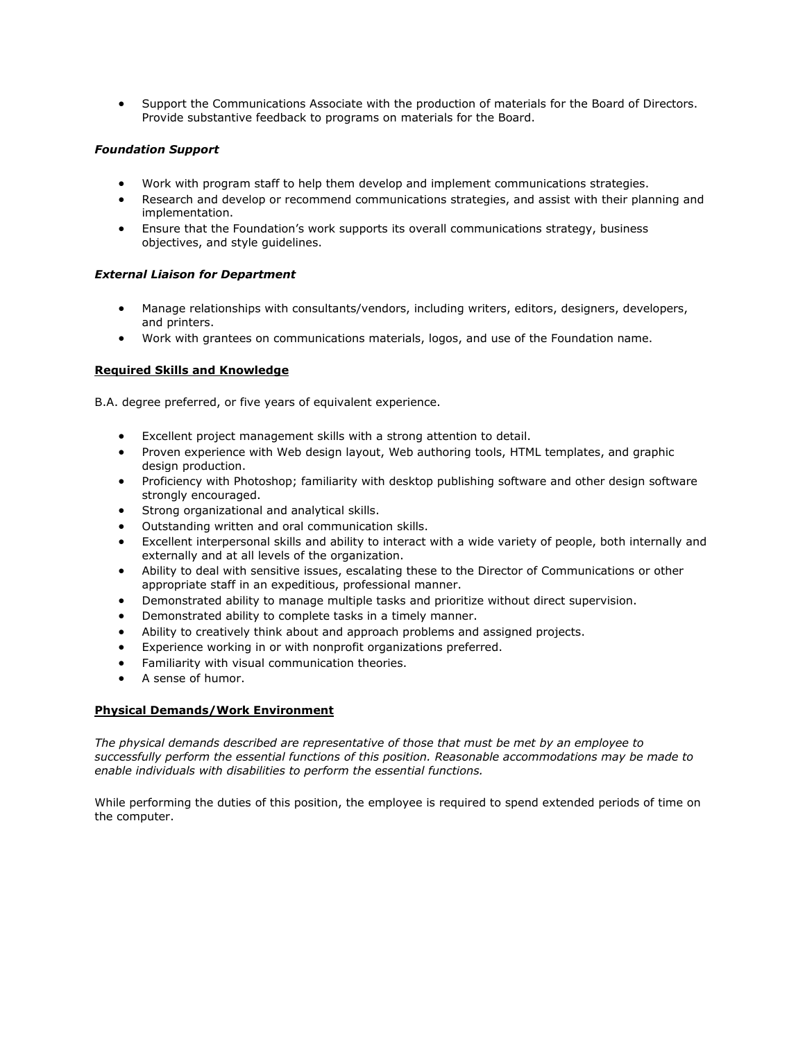- Support the Communications Associate with the production of materials for the Board of Directors. Provide substantive feedback to programs on materials for the Board.

***Foundation Support***

- Work with program staff to help them develop and implement communications strategies.
- Research and develop or recommend communications strategies, and assist with their planning and implementation.
- Ensure that the Foundation's work supports its overall communications strategy, business objectives, and style guidelines.

***External Liaison for Department***

- Manage relationships with consultants/vendors, including writers, editors, designers, developers, and printers.
- Work with grantees on communications materials, logos, and use of the Foundation name.

## Required Skills and Knowledge

B.A. degree preferred, or five years of equivalent experience.

- Excellent project management skills with a strong attention to detail.
- Proven experience with Web design layout, Web authoring tools, HTML templates, and graphic design production.
- Proficiency with Photoshop; familiarity with desktop publishing software and other design software strongly encouraged.
- Strong organizational and analytical skills.
- Outstanding written and oral communication skills.
- Excellent interpersonal skills and ability to interact with a wide variety of people, both internally and externally and at all levels of the organization.
- Ability to deal with sensitive issues, escalating these to the Director of Communications or other appropriate staff in an expeditious, professional manner.
- Demonstrated ability to manage multiple tasks and prioritize without direct supervision.
- Demonstrated ability to complete tasks in a timely manner.
- Ability to creatively think about and approach problems and assigned projects.
- Experience working in or with nonprofit organizations preferred.
- Familiarity with visual communication theories.
- A sense of humor.

## Physical Demands/Work Environment

*The physical demands described are representative of those that must be met by an employee to successfully perform the essential functions of this position. Reasonable accommodations may be made to enable individuals with disabilities to perform the essential functions.*

While performing the duties of this position, the employee is required to spend extended periods of time on the computer.